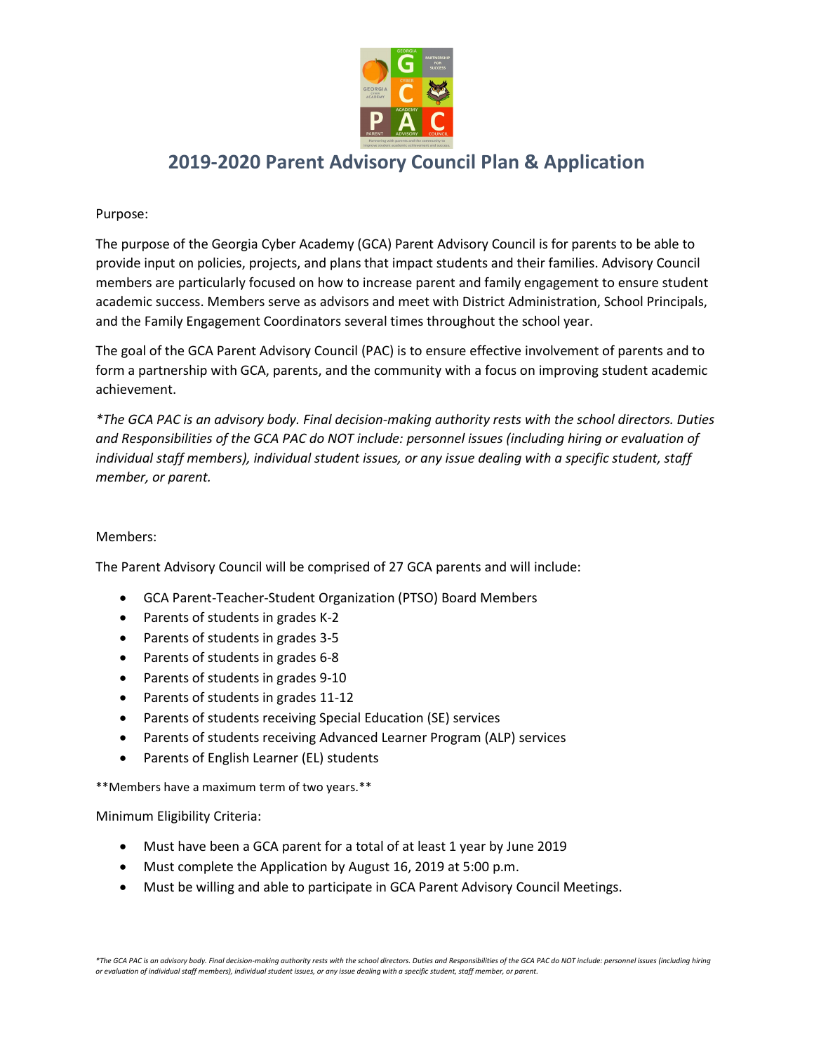# 2019-2020 Parent Advisory Council Plan & Application

Purpose:

The purpose of the Georgia Cyber Academy (GCA) Parent Advisory Council is for parents to be able to provide input on policies, projects, and plans that impact students and their families. Advisory Council members are particularly focused on how to increase parent and family engagement to ensure student academic success. Members serve as advisors and meet with District Administration, School Principals, and the Family Engagement Coordinators several times throughout the school year.

The goal of the GCA Parent Advisory Council (PAC) is to ensure effective involvement of parents and to form a partnership with GCA, parents, and the community with a focus on improving student academic achievement.

*\*The GCA PAC is an advisory body. Final decision-making authority rests with the school directors. Duties and Responsibilities of the GCA PAC do NOT include: personnel issues (including hiring or evaluation of individual staff members), individual student issues, or any issue dealing with a specific student, staff member, or parent.*

Members:

The Parent Advisory Council will be comprised of 27 GCA parents and will include:

- GCA Parent-Teacher-Student Organization (PTSO) Board Members
- Parents of students in grades K-2
- Parents of students in grades 3-5
- Parents of students in grades 6-8
- Parents of students in grades 9-10
- Parents of students in grades 11-12
- Parents of students receiving Special Education (SE) services
- Parents of students receiving Advanced Learner Program (ALP) services
- Parents of English Learner (EL) students

**Members have a maximum term of two years.**

Minimum Eligibility Criteria:

- Must have been a GCA parent for a total of at least 1 year by June 2019
- Must complete the Application by August 16, 2019 at 5:00 p.m.
- Must be willing and able to participate in GCA Parent Advisory Council Meetings.

*\*The GCA PAC is an advisory body. Final decision-making authority rests with the school directors. Duties and Responsibilities of the GCA PAC do NOT include: personnel issues (including hiring or evaluation of individual staff members), individual student issues, or any issue dealing with a specific student, staff member, or parent.*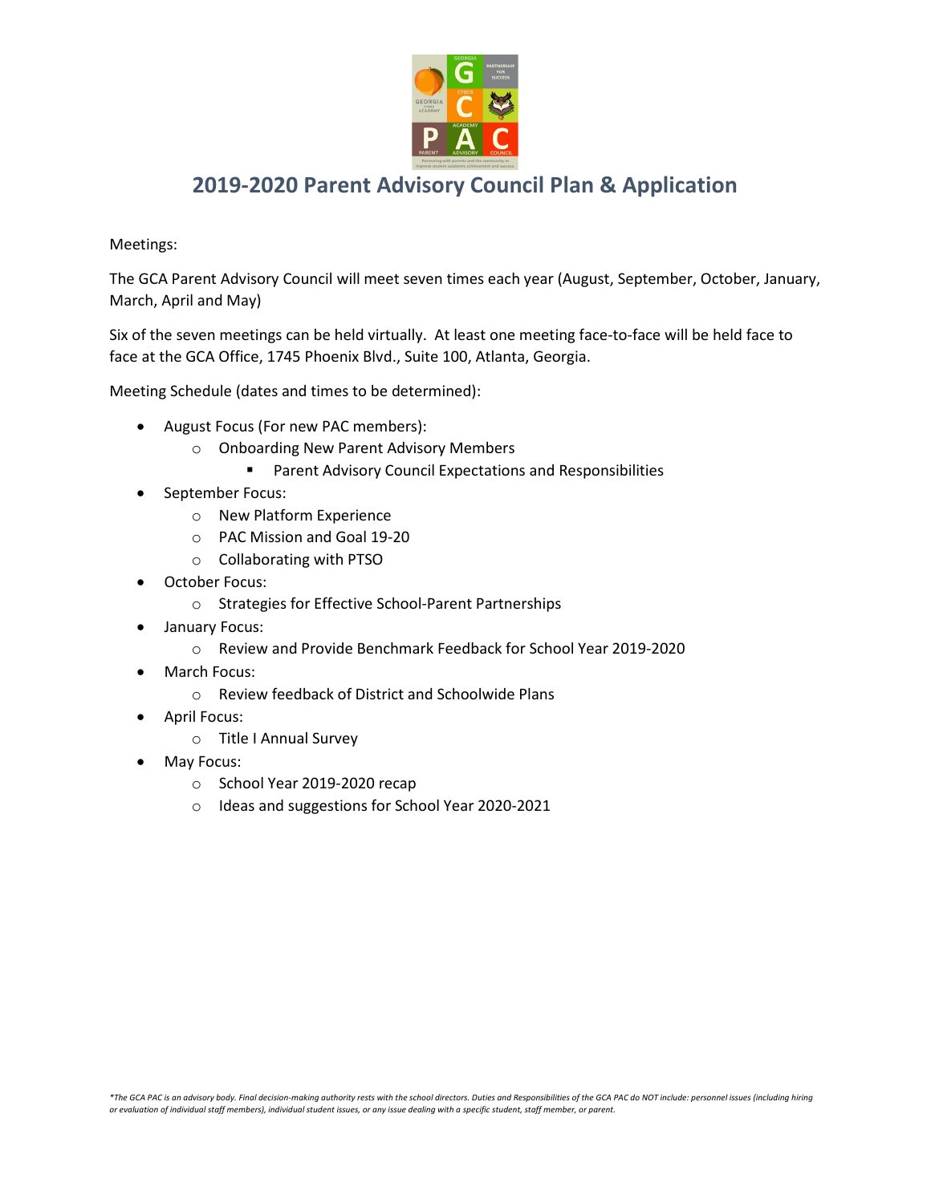# 2019-2020 Parent Advisory Council Plan & Application

Meetings:

The GCA Parent Advisory Council will meet seven times each year (August, September, October, January, March, April and May)

Six of the seven meetings can be held virtually. At least one meeting face-to-face will be held face to face at the GCA Office, 1745 Phoenix Blvd., Suite 100, Atlanta, Georgia.

Meeting Schedule (dates and times to be determined):

- August Focus (For new PAC members):
  - Onboarding New Parent Advisory Members
    - Parent Advisory Council Expectations and Responsibilities
- September Focus:
  - New Platform Experience
  - PAC Mission and Goal 19-20
  - Collaborating with PTSO
- October Focus:
  - Strategies for Effective School-Parent Partnerships
- January Focus:
  - Review and Provide Benchmark Feedback for School Year 2019-2020
- March Focus:
  - Review feedback of District and Schoolwide Plans
- April Focus:
  - Title I Annual Survey
- May Focus:
  - School Year 2019-2020 recap
  - Ideas and suggestions for School Year 2020-2021

*\*The GCA PAC is an advisory body. Final decision-making authority rests with the school directors. Duties and Responsibilities of the GCA PAC do NOT include: personnel issues (including hiring or evaluation of individual staff members), individual student issues, or any issue dealing with a specific student, staff member, or parent.*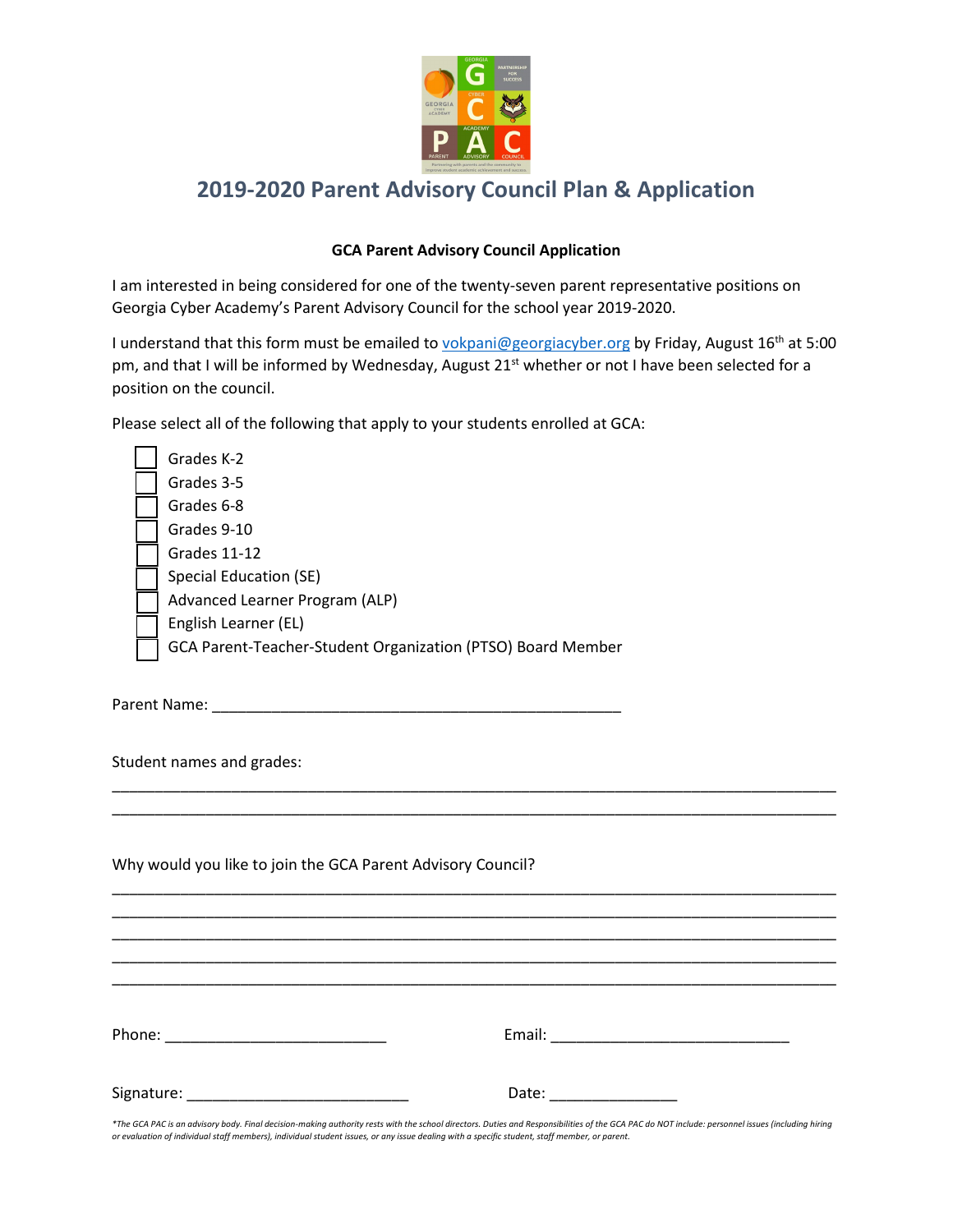# 2019-2020 Parent Advisory Council Plan & Application

**GCA Parent Advisory Council Application**

I am interested in being considered for one of the twenty-seven parent representative positions on Georgia Cyber Academy's Parent Advisory Council for the school year 2019-2020.

I understand that this form must be emailed to vokpani@georgiacyber.org by Friday, August 16th at 5:00 pm, and that I will be informed by Wednesday, August 21st whether or not I have been selected for a position on the council.

Please select all of the following that apply to your students enrolled at GCA:

- ☐ Grades K-2
- ☐ Grades 3-5
- ☐ Grades 6-8
- ☐ Grades 9-10
- ☐ Grades 11-12
- ☐ Special Education (SE)
- ☐ Advanced Learner Program (ALP)
- ☐ English Learner (EL)
- ☐ GCA Parent-Teacher-Student Organization (PTSO) Board Member

Parent Name: ______________________________________________

Student names and grades:

________________________________________________________________________________

________________________________________________________________________________

Why would you like to join the GCA Parent Advisory Council?

________________________________________________________________________________

________________________________________________________________________________

________________________________________________________________________________

________________________________________________________________________________

________________________________________________________________________________

Phone: _________________________ Email: ___________________________

Signature: _________________________ Date: ______________

*The GCA PAC is an advisory body. Final decision-making authority rests with the school directors. Duties and Responsibilities of the GCA PAC do NOT include: personnel issues (including hiring or evaluation of individual staff members), individual student issues, or any issue dealing with a specific student, staff member, or parent.*